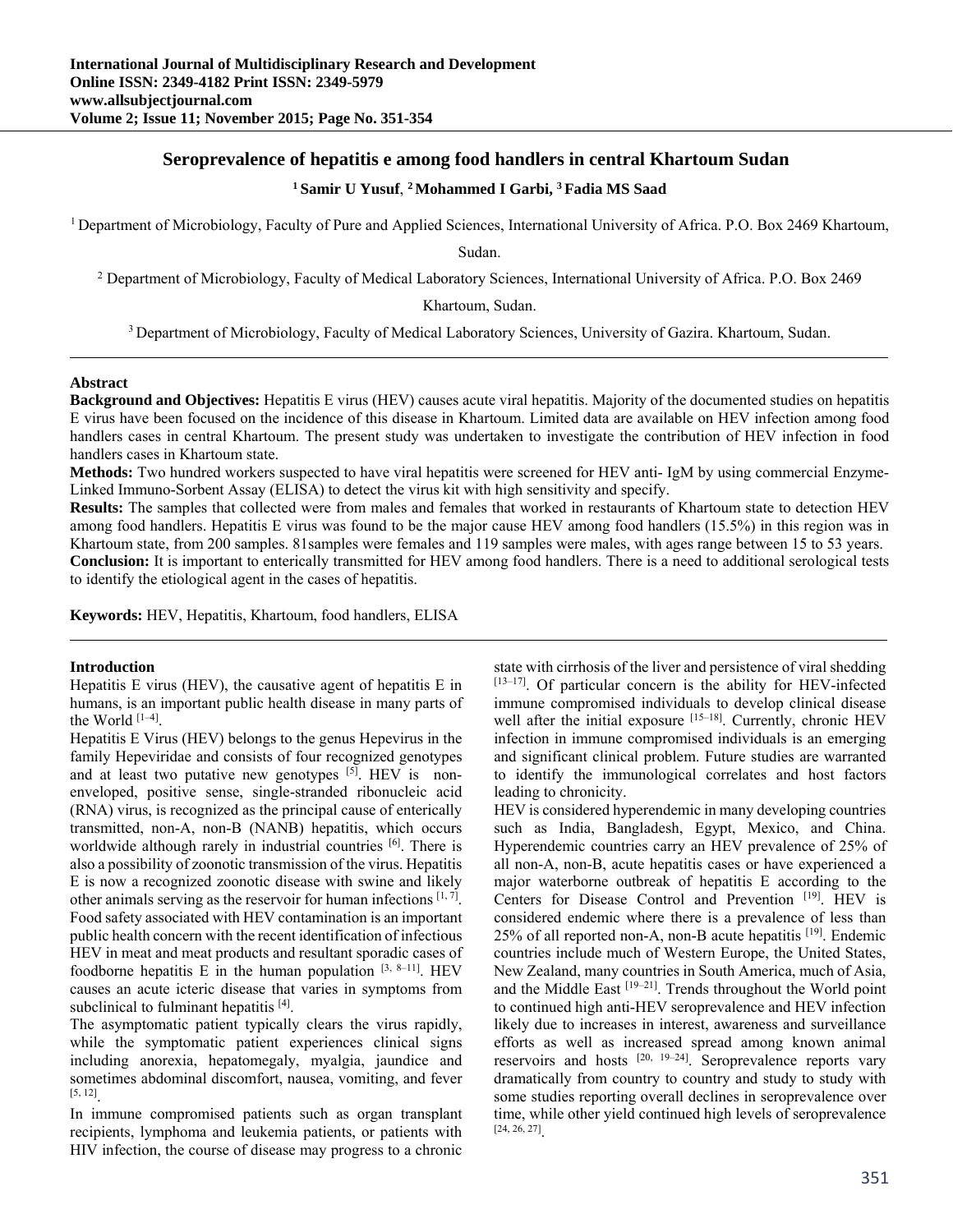# Seroprevalence of hepatitis e among food handlers in central Khartoum Sudan

**[1] Samir U Yusuf, [2] Mohammed I Garbi, [3] Fadia MS Saad**

[1] Department of Microbiology, Faculty of Pure and Applied Sciences, International University of Africa. P.O. Box 2469 Khartoum, Sudan.

[2] Department of Microbiology, Faculty of Medical Laboratory Sciences, International University of Africa. P.O. Box 2469 Khartoum, Sudan.

[3] Department of Microbiology, Faculty of Medical Laboratory Sciences, University of Gazira. Khartoum, Sudan.

## Abstract

**Background and Objectives:** Hepatitis E virus (HEV) causes acute viral hepatitis. Majority of the documented studies on hepatitis E virus have been focused on the incidence of this disease in Khartoum. Limited data are available on HEV infection among food handlers cases in central Khartoum. The present study was undertaken to investigate the contribution of HEV infection in food handlers cases in Khartoum state.

**Methods:** Two hundred workers suspected to have viral hepatitis were screened for HEV anti- IgM by using commercial Enzyme-Linked Immuno-Sorbent Assay (ELISA) to detect the virus kit with high sensitivity and specify.

**Results:** The samples that collected were from males and females that worked in restaurants of Khartoum state to detection HEV among food handlers. Hepatitis E virus was found to be the major cause HEV among food handlers (15.5%) in this region was in Khartoum state, from 200 samples. 81samples were females and 119 samples were males, with ages range between 15 to 53 years.

**Conclusion:** It is important to enterically transmitted for HEV among food handlers. There is a need to additional serological tests to identify the etiological agent in the cases of hepatitis.

**Keywords:** HEV, Hepatitis, Khartoum, food handlers, ELISA

## Introduction

Hepatitis E virus (HEV), the causative agent of hepatitis E in humans, is an important public health disease in many parts of the World [1–4].

Hepatitis E Virus (HEV) belongs to the genus Hepevirus in the family Hepeviridae and consists of four recognized genotypes and at least two putative new genotypes [5]. HEV is non-enveloped, positive sense, single-stranded ribonucleic acid (RNA) virus, is recognized as the principal cause of enterically transmitted, non-A, non-B (NANB) hepatitis, which occurs worldwide although rarely in industrial countries [6]. There is also a possibility of zoonotic transmission of the virus. Hepatitis E is now a recognized zoonotic disease with swine and likely other animals serving as the reservoir for human infections [1, 7]. Food safety associated with HEV contamination is an important public health concern with the recent identification of infectious HEV in meat and meat products and resultant sporadic cases of foodborne hepatitis E in the human population [3, 8–11]. HEV causes an acute icteric disease that varies in symptoms from subclinical to fulminant hepatitis [4].

The asymptomatic patient typically clears the virus rapidly, while the symptomatic patient experiences clinical signs including anorexia, hepatomegaly, myalgia, jaundice and sometimes abdominal discomfort, nausea, vomiting, and fever [5, 12].

In immune compromised patients such as organ transplant recipients, lymphoma and leukemia patients, or patients with HIV infection, the course of disease may progress to a chronic state with cirrhosis of the liver and persistence of viral shedding [13–17]. Of particular concern is the ability for HEV-infected immune compromised individuals to develop clinical disease well after the initial exposure [15–18]. Currently, chronic HEV infection in immune compromised individuals is an emerging and significant clinical problem. Future studies are warranted to identify the immunological correlates and host factors leading to chronicity.

HEV is considered hyperendemic in many developing countries such as India, Bangladesh, Egypt, Mexico, and China. Hyperendemic countries carry an HEV prevalence of 25% of all non-A, non-B, acute hepatitis cases or have experienced a major waterborne outbreak of hepatitis E according to the Centers for Disease Control and Prevention [19]. HEV is considered endemic where there is a prevalence of less than 25% of all reported non-A, non-B acute hepatitis [19]. Endemic countries include much of Western Europe, the United States, New Zealand, many countries in South America, much of Asia, and the Middle East [19–21]. Trends throughout the World point to continued high anti-HEV seroprevalence and HEV infection likely due to increases in interest, awareness and surveillance efforts as well as increased spread among known animal reservoirs and hosts [20, 19–24]. Seroprevalence reports vary dramatically from country to country and study to study with some studies reporting overall declines in seroprevalence over time, while other yield continued high levels of seroprevalence [24, 26, 27].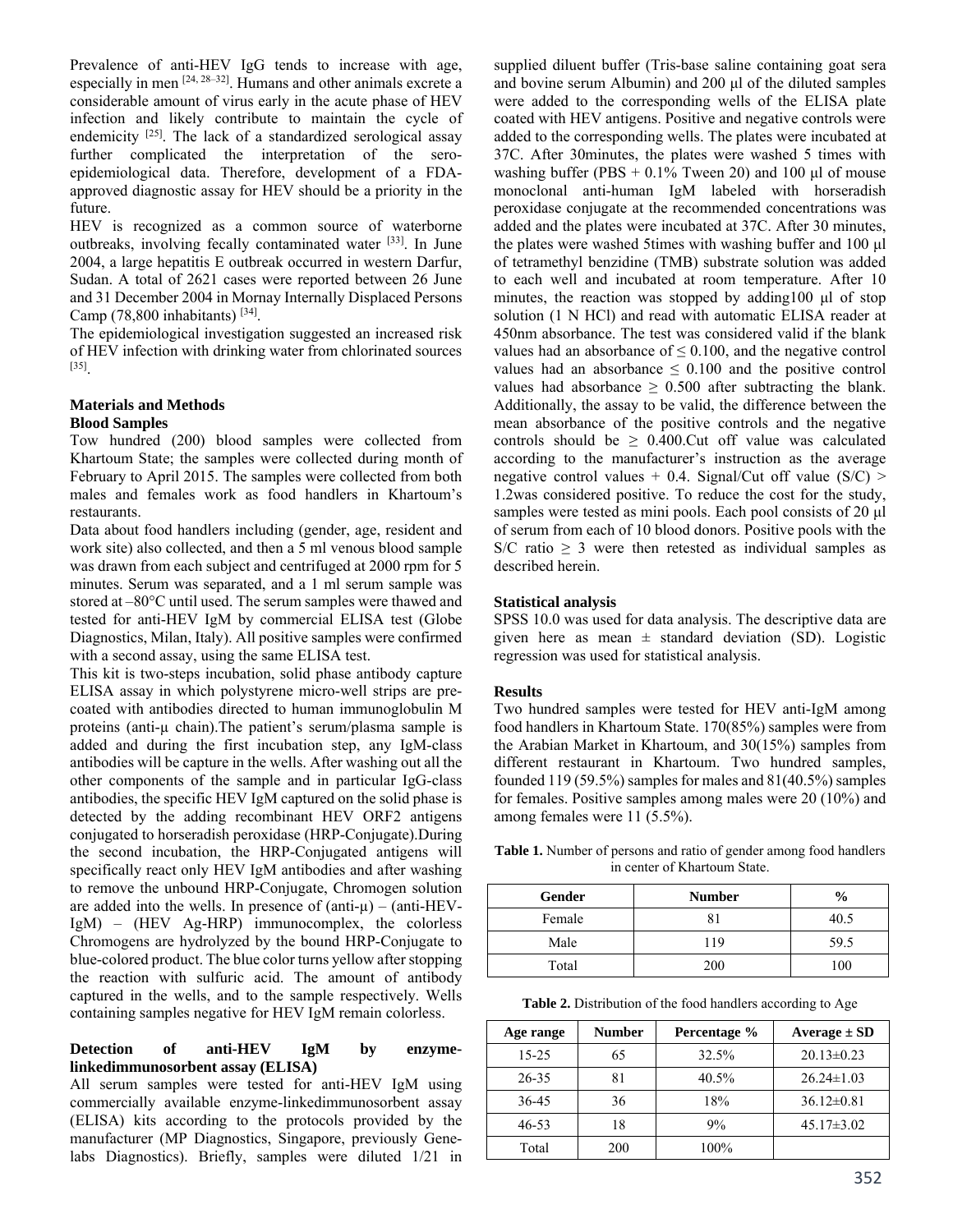Prevalence of anti-HEV IgG tends to increase with age, especially in men [24, 28–32]. Humans and other animals excrete a considerable amount of virus early in the acute phase of HEV infection and likely contribute to maintain the cycle of endemicity [25]. The lack of a standardized serological assay further complicated the interpretation of the sero-epidemiological data. Therefore, development of a FDA-approved diagnostic assay for HEV should be a priority in the future.

HEV is recognized as a common source of waterborne outbreaks, involving fecally contaminated water [33]. In June 2004, a large hepatitis E outbreak occurred in western Darfur, Sudan. A total of 2621 cases were reported between 26 June and 31 December 2004 in Mornay Internally Displaced Persons Camp (78,800 inhabitants) [34].

The epidemiological investigation suggested an increased risk of HEV infection with drinking water from chlorinated sources [35].

## Materials and Methods

### Blood Samples

Tow hundred (200) blood samples were collected from Khartoum State; the samples were collected during month of February to April 2015. The samples were collected from both males and females work as food handlers in Khartoum's restaurants.

Data about food handlers including (gender, age, resident and work site) also collected, and then a 5 ml venous blood sample was drawn from each subject and centrifuged at 2000 rpm for 5 minutes. Serum was separated, and a 1 ml serum sample was stored at –80°C until used. The serum samples were thawed and tested for anti-HEV IgM by commercial ELISA test (Globe Diagnostics, Milan, Italy). All positive samples were confirmed with a second assay, using the same ELISA test.

This kit is two-steps incubation, solid phase antibody capture ELISA assay in which polystyrene micro-well strips are pre-coated with antibodies directed to human immunoglobulin M proteins (anti-μ chain).The patient's serum/plasma sample is added and during the first incubation step, any IgM-class antibodies will be capture in the wells. After washing out all the other components of the sample and in particular IgG-class antibodies, the specific HEV IgM captured on the solid phase is detected by the adding recombinant HEV ORF2 antigens conjugated to horseradish peroxidase (HRP-Conjugate).During the second incubation, the HRP-Conjugated antigens will specifically react only HEV IgM antibodies and after washing to remove the unbound HRP-Conjugate, Chromogen solution are added into the wells. In presence of (anti-μ) – (anti-HEV-IgM) – (HEV Ag-HRP) immunocomplex, the colorless Chromogens are hydrolyzed by the bound HRP-Conjugate to blue-colored product. The blue color turns yellow after stopping the reaction with sulfuric acid. The amount of antibody captured in the wells, and to the sample respectively. Wells containing samples negative for HEV IgM remain colorless.

### Detection of anti-HEV IgM by enzyme-linkedimmunosorbent assay (ELISA)

All serum samples were tested for anti-HEV IgM using commercially available enzyme-linkedimmunosorbent assay (ELISA) kits according to the protocols provided by the manufacturer (MP Diagnostics, Singapore, previously Gene-labs Diagnostics). Briefly, samples were diluted 1/21 in supplied diluent buffer (Tris-base saline containing goat sera and bovine serum Albumin) and 200 μl of the diluted samples were added to the corresponding wells of the ELISA plate coated with HEV antigens. Positive and negative controls were added to the corresponding wells. The plates were incubated at 37C. After 30minutes, the plates were washed 5 times with washing buffer (PBS + 0.1% Tween 20) and 100 μl of mouse monoclonal anti-human IgM labeled with horseradish peroxidase conjugate at the recommended concentrations was added and the plates were incubated at 37C. After 30 minutes, the plates were washed 5times with washing buffer and 100 μl of tetramethyl benzidine (TMB) substrate solution was added to each well and incubated at room temperature. After 10 minutes, the reaction was stopped by adding100 μl of stop solution (1 N HCl) and read with automatic ELISA reader at 450nm absorbance. The test was considered valid if the blank values had an absorbance of $\leq 0.100$, and the negative control values had an absorbance $\leq 0.100$ and the positive control values had absorbance $\geq 0.500$ after subtracting the blank. Additionally, the assay to be valid, the difference between the mean absorbance of the positive controls and the negative controls should be $\geq 0.400$.Cut off value was calculated according to the manufacturer's instruction as the average negative control values + 0.4. Signal/Cut off value (S/C) > 1.2was considered positive. To reduce the cost for the study, samples were tested as mini pools. Each pool consists of 20 μl of serum from each of 10 blood donors. Positive pools with the S/C ratio $\geq 3$ were then retested as individual samples as described herein.

### Statistical analysis

SPSS 10.0 was used for data analysis. The descriptive data are given here as mean ± standard deviation (SD). Logistic regression was used for statistical analysis.

## Results

Two hundred samples were tested for HEV anti-IgM among food handlers in Khartoum State. 170(85%) samples were from the Arabian Market in Khartoum, and 30(15%) samples from different restaurant in Khartoum. Two hundred samples, founded 119 (59.5%) samples for males and 81(40.5%) samples for females. Positive samples among males were 20 (10%) and among females were 11 (5.5%).

**Table 1.** Number of persons and ratio of gender among food handlers in center of Khartoum State.

| Gender | Number | % |
|---|---|---|
| Female | 81 | 40.5 |
| Male | 119 | 59.5 |
| Total | 200 | 100 |

**Table 2.** Distribution of the food handlers according to Age

| Age range | Number | Percentage % | Average ± SD |
|---|---|---|---|
| 15-25 | 65 | 32.5% | 20.13±0.23 |
| 26-35 | 81 | 40.5% | 26.24±1.03 |
| 36-45 | 36 | 18% | 36.12±0.81 |
| 46-53 | 18 | 9% | 45.17±3.02 |
| Total | 200 | 100% | |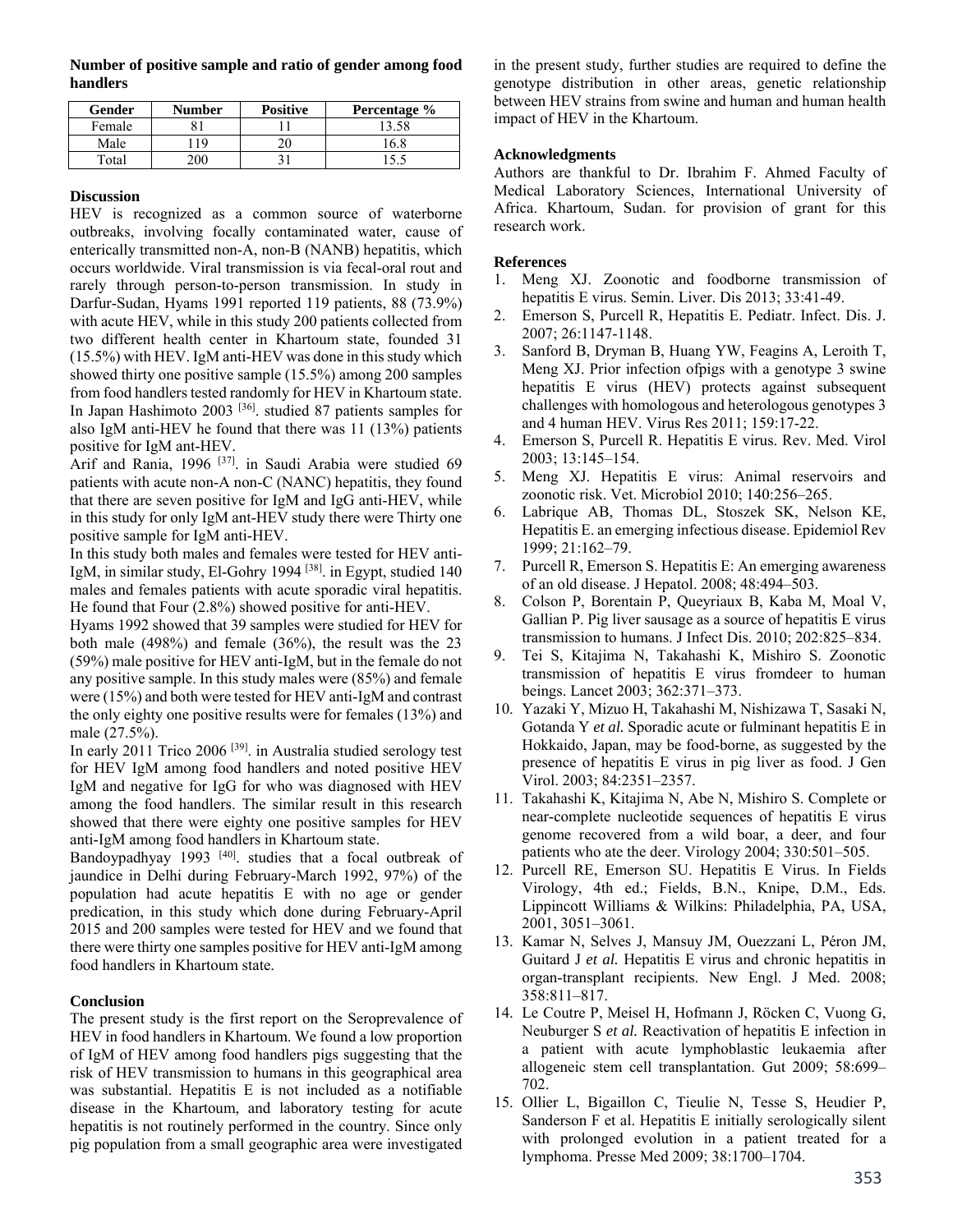**Number of positive sample and ratio of gender among food handlers**

| Gender | Number | Positive | Percentage % |
|---|---|---|---|
| Female | 81 | 11 | 13.58 |
| Male | 119 | 20 | 16.8 |
| Total | 200 | 31 | 15.5 |

## Discussion

HEV is recognized as a common source of waterborne outbreaks, involving focally contaminated water, cause of enterically transmitted non-A, non-B (NANB) hepatitis, which occurs worldwide. Viral transmission is via fecal-oral rout and rarely through person-to-person transmission. In study in Darfur-Sudan, Hyams 1991 reported 119 patients, 88 (73.9%) with acute HEV, while in this study 200 patients collected from two different health center in Khartoum state, founded 31 (15.5%) with HEV. IgM anti-HEV was done in this study which showed thirty one positive sample (15.5%) among 200 samples from food handlers tested randomly for HEV in Khartoum state. In Japan Hashimoto 2003 [36]. studied 87 patients samples for also IgM anti-HEV he found that there was 11 (13%) patients positive for IgM ant-HEV.

Arif and Rania, 1996 [37]. in Saudi Arabia were studied 69 patients with acute non-A non-C (NANC) hepatitis, they found that there are seven positive for IgM and IgG anti-HEV, while in this study for only IgM ant-HEV study there were Thirty one positive sample for IgM anti-HEV.

In this study both males and females were tested for HEV anti-IgM, in similar study, El-Gohry 1994 [38]. in Egypt, studied 140 males and females patients with acute sporadic viral hepatitis. He found that Four (2.8%) showed positive for anti-HEV.

Hyams 1992 showed that 39 samples were studied for HEV for both male (498%) and female (36%), the result was the 23 (59%) male positive for HEV anti-IgM, but in the female do not any positive sample. In this study males were (85%) and female were (15%) and both were tested for HEV anti-IgM and contrast the only eighty one positive results were for females (13%) and male (27.5%).

In early 2011 Trico 2006 [39]. in Australia studied serology test for HEV IgM among food handlers and noted positive HEV IgM and negative for IgG for who was diagnosed with HEV among the food handlers. The similar result in this research showed that there were eighty one positive samples for HEV anti-IgM among food handlers in Khartoum state.

Bandoypadhyay 1993 [40]. studies that a focal outbreak of jaundice in Delhi during February-March 1992, 97%) of the population had acute hepatitis E with no age or gender predication, in this study which done during February-April 2015 and 200 samples were tested for HEV and we found that there were thirty one samples positive for HEV anti-IgM among food handlers in Khartoum state.

## Conclusion

The present study is the first report on the Seroprevalence of HEV in food handlers in Khartoum. We found a low proportion of IgM of HEV among food handlers pigs suggesting that the risk of HEV transmission to humans in this geographical area was substantial. Hepatitis E is not included as a notifiable disease in the Khartoum, and laboratory testing for acute hepatitis is not routinely performed in the country. Since only pig population from a small geographic area were investigated in the present study, further studies are required to define the genotype distribution in other areas, genetic relationship between HEV strains from swine and human and human health impact of HEV in the Khartoum.

## Acknowledgments

Authors are thankful to Dr. Ibrahim F. Ahmed Faculty of Medical Laboratory Sciences, International University of Africa. Khartoum, Sudan. for provision of grant for this research work.

## References

1. Meng XJ. Zoonotic and foodborne transmission of hepatitis E virus. Semin. Liver. Dis 2013; 33:41-49.
2. Emerson S, Purcell R, Hepatitis E. Pediatr. Infect. Dis. J. 2007; 26:1147-1148.
3. Sanford B, Dryman B, Huang YW, Feagins A, Leroith T, Meng XJ. Prior infection ofpigs with a genotype 3 swine hepatitis E virus (HEV) protects against subsequent challenges with homologous and heterologous genotypes 3 and 4 human HEV. Virus Res 2011; 159:17-22.
4. Emerson S, Purcell R. Hepatitis E virus. Rev. Med. Virol 2003; 13:145–154.
5. Meng XJ. Hepatitis E virus: Animal reservoirs and zoonotic risk. Vet. Microbiol 2010; 140:256–265.
6. Labrique AB, Thomas DL, Stoszek SK, Nelson KE, Hepatitis E. an emerging infectious disease. Epidemiol Rev 1999; 21:162–79.
7. Purcell R, Emerson S. Hepatitis E: An emerging awareness of an old disease. J Hepatol. 2008; 48:494–503.
8. Colson P, Borentain P, Queyriaux B, Kaba M, Moal V, Gallian P. Pig liver sausage as a source of hepatitis E virus transmission to humans. J Infect Dis. 2010; 202:825–834.
9. Tei S, Kitajima N, Takahashi K, Mishiro S. Zoonotic transmission of hepatitis E virus fromdeer to human beings. Lancet 2003; 362:371–373.
10. Yazaki Y, Mizuo H, Takahashi M, Nishizawa T, Sasaki N, Gotanda Y *et al.* Sporadic acute or fulminant hepatitis E in Hokkaido, Japan, may be food-borne, as suggested by the presence of hepatitis E virus in pig liver as food. J Gen Virol. 2003; 84:2351–2357.
11. Takahashi K, Kitajima N, Abe N, Mishiro S. Complete or near-complete nucleotide sequences of hepatitis E virus genome recovered from a wild boar, a deer, and four patients who ate the deer. Virology 2004; 330:501–505.
12. Purcell RE, Emerson SU. Hepatitis E Virus. In Fields Virology, 4th ed.; Fields, B.N., Knipe, D.M., Eds. Lippincott Williams & Wilkins: Philadelphia, PA, USA, 2001, 3051–3061.
13. Kamar N, Selves J, Mansuy JM, Ouezzani L, Péron JM, Guitard J *et al.* Hepatitis E virus and chronic hepatitis in organ-transplant recipients. New Engl. J Med. 2008; 358:811–817.
14. Le Coutre P, Meisel H, Hofmann J, Röcken C, Vuong G, Neuburger S *et al.* Reactivation of hepatitis E infection in a patient with acute lymphoblastic leukaemia after allogeneic stem cell transplantation. Gut 2009; 58:699–702.
15. Ollier L, Bigaillon C, Tieulie N, Tesse S, Heudier P, Sanderson F et al. Hepatitis E initially serologically silent with prolonged evolution in a patient treated for a lymphoma. Presse Med 2009; 38:1700–1704.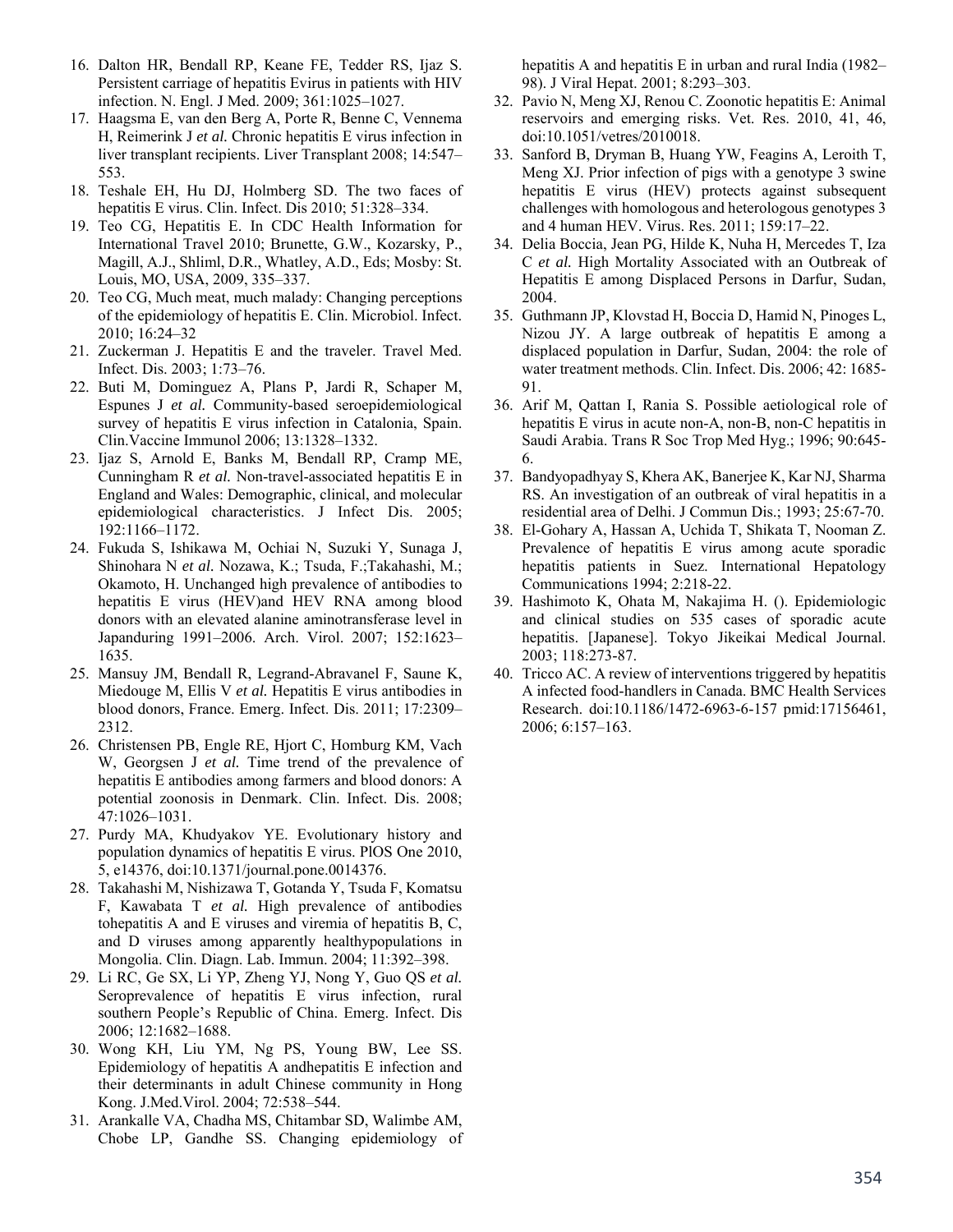16. Dalton HR, Bendall RP, Keane FE, Tedder RS, Ijaz S. Persistent carriage of hepatitis Evirus in patients with HIV infection. N. Engl. J Med. 2009; 361:1025–1027.
17. Haagsma E, van den Berg A, Porte R, Benne C, Vennema H, Reimerink J *et al.* Chronic hepatitis E virus infection in liver transplant recipients. Liver Transplant 2008; 14:547–553.
18. Teshale EH, Hu DJ, Holmberg SD. The two faces of hepatitis E virus. Clin. Infect. Dis 2010; 51:328–334.
19. Teo CG, Hepatitis E. In CDC Health Information for International Travel 2010; Brunette, G.W., Kozarsky, P., Magill, A.J., Shliml, D.R., Whatley, A.D., Eds; Mosby: St. Louis, MO, USA, 2009, 335–337.
20. Teo CG, Much meat, much malady: Changing perceptions of the epidemiology of hepatitis E. Clin. Microbiol. Infect. 2010; 16:24–32
21. Zuckerman J. Hepatitis E and the traveler. Travel Med. Infect. Dis. 2003; 1:73–76.
22. Buti M, Dominguez A, Plans P, Jardi R, Schaper M, Espunes J *et al.* Community-based seroepidemiological survey of hepatitis E virus infection in Catalonia, Spain. Clin.Vaccine Immunol 2006; 13:1328–1332.
23. Ijaz S, Arnold E, Banks M, Bendall RP, Cramp ME, Cunningham R *et al.* Non-travel-associated hepatitis E in England and Wales: Demographic, clinical, and molecular epidemiological characteristics. J Infect Dis. 2005; 192:1166–1172.
24. Fukuda S, Ishikawa M, Ochiai N, Suzuki Y, Sunaga J, Shinohara N *et al.* Nozawa, K.; Tsuda, F.;Takahashi, M.; Okamoto, H. Unchanged high prevalence of antibodies to hepatitis E virus (HEV)and HEV RNA among blood donors with an elevated alanine aminotransferase level in Japanduring 1991–2006. Arch. Virol. 2007; 152:1623–1635.
25. Mansuy JM, Bendall R, Legrand-Abravanel F, Saune K, Miedouge M, Ellis V *et al.* Hepatitis E virus antibodies in blood donors, France. Emerg. Infect. Dis. 2011; 17:2309–2312.
26. Christensen PB, Engle RE, Hjort C, Homburg KM, Vach W, Georgsen J *et al.* Time trend of the prevalence of hepatitis E antibodies among farmers and blood donors: A potential zoonosis in Denmark. Clin. Infect. Dis. 2008; 47:1026–1031.
27. Purdy MA, Khudyakov YE. Evolutionary history and population dynamics of hepatitis E virus. PlOS One 2010, 5, e14376, doi:10.1371/journal.pone.0014376.
28. Takahashi M, Nishizawa T, Gotanda Y, Tsuda F, Komatsu F, Kawabata T *et al.* High prevalence of antibodies tohepatitis A and E viruses and viremia of hepatitis B, C, and D viruses among apparently healthypopulations in Mongolia. Clin. Diagn. Lab. Immun. 2004; 11:392–398.
29. Li RC, Ge SX, Li YP, Zheng YJ, Nong Y, Guo QS *et al.* Seroprevalence of hepatitis E virus infection, rural southern People's Republic of China. Emerg. Infect. Dis 2006; 12:1682–1688.
30. Wong KH, Liu YM, Ng PS, Young BW, Lee SS. Epidemiology of hepatitis A andhepatitis E infection and their determinants in adult Chinese community in Hong Kong. J.Med.Virol. 2004; 72:538–544.
31. Arankalle VA, Chadha MS, Chitambar SD, Walimbe AM, Chobe LP, Gandhe SS. Changing epidemiology of hepatitis A and hepatitis E in urban and rural India (1982–98). J Viral Hepat. 2001; 8:293–303.
32. Pavio N, Meng XJ, Renou C. Zoonotic hepatitis E: Animal reservoirs and emerging risks. Vet. Res. 2010, 41, 46, doi:10.1051/vetres/2010018.
33. Sanford B, Dryman B, Huang YW, Feagins A, Leroith T, Meng XJ. Prior infection of pigs with a genotype 3 swine hepatitis E virus (HEV) protects against subsequent challenges with homologous and heterologous genotypes 3 and 4 human HEV. Virus. Res. 2011; 159:17–22.
34. Delia Boccia, Jean PG, Hilde K, Nuha H, Mercedes T, Iza C *et al.* High Mortality Associated with an Outbreak of Hepatitis E among Displaced Persons in Darfur, Sudan, 2004.
35. Guthmann JP, Klovstad H, Boccia D, Hamid N, Pinoges L, Nizou JY. A large outbreak of hepatitis E among a displaced population in Darfur, Sudan, 2004: the role of water treatment methods. Clin. Infect. Dis. 2006; 42: 1685-91.
36. Arif M, Qattan I, Rania S. Possible aetiological role of hepatitis E virus in acute non-A, non-B, non-C hepatitis in Saudi Arabia. Trans R Soc Trop Med Hyg.; 1996; 90:645-6.
37. Bandyopadhyay S, Khera AK, Banerjee K, Kar NJ, Sharma RS. An investigation of an outbreak of viral hepatitis in a residential area of Delhi. J Commun Dis.; 1993; 25:67-70.
38. El-Gohary A, Hassan A, Uchida T, Shikata T, Nooman Z. Prevalence of hepatitis E virus among acute sporadic hepatitis patients in Suez. International Hepatology Communications 1994; 2:218-22.
39. Hashimoto K, Ohata M, Nakajima H. (). Epidemiologic and clinical studies on 535 cases of sporadic acute hepatitis. [Japanese]. Tokyo Jikeikai Medical Journal. 2003; 118:273-87.
40. Tricco AC. A review of interventions triggered by hepatitis A infected food-handlers in Canada. BMC Health Services Research. doi:10.1186/1472-6963-6-157 pmid:17156461, 2006; 6:157–163.